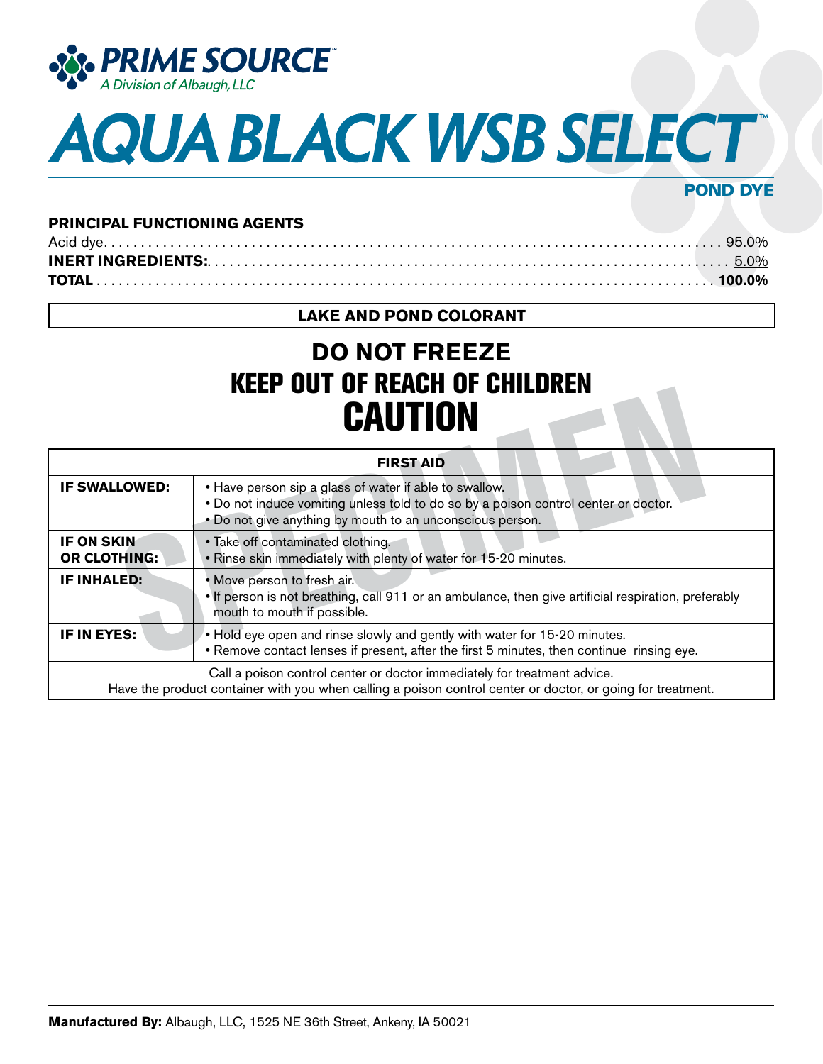**PRIME SOURCE™**
*A Division of Albaugh, LLC*

# AQUA BLACK WSB SELECT™

**POND DYE**

**PRINCIPAL FUNCTIONING AGENTS**

| | |
|---|---|
| Acid dye | 95.0% |
| **INERT INGREDIENTS:** | 5.0% |
| **TOTAL** | **100.0%** |

**LAKE AND POND COLORANT**

## DO NOT FREEZE
## KEEP OUT OF REACH OF CHILDREN
## CAUTION

| FIRST AID | |
|---|---|
| **IF SWALLOWED:** | • Have person sip a glass of water if able to swallow.<br>• Do not induce vomiting unless told to do so by a poison control center or doctor.<br>• Do not give anything by mouth to an unconscious person. |
| **IF ON SKIN OR CLOTHING:** | • Take off contaminated clothing.<br>• Rinse skin immediately with plenty of water for 15-20 minutes. |
| **IF INHALED:** | • Move person to fresh air.<br>• If person is not breathing, call 911 or an ambulance, then give artificial respiration, preferably mouth to mouth if possible. |
| **IF IN EYES:** | • Hold eye open and rinse slowly and gently with water for 15-20 minutes.<br>• Remove contact lenses if present, after the first 5 minutes, then continue rinsing eye. |
| Call a poison control center or doctor immediately for treatment advice.<br>Have the product container with you when calling a poison control center or doctor, or going for treatment. | |

**Manufactured By:** Albaugh, LLC, 1525 NE 36th Street, Ankeny, IA 50021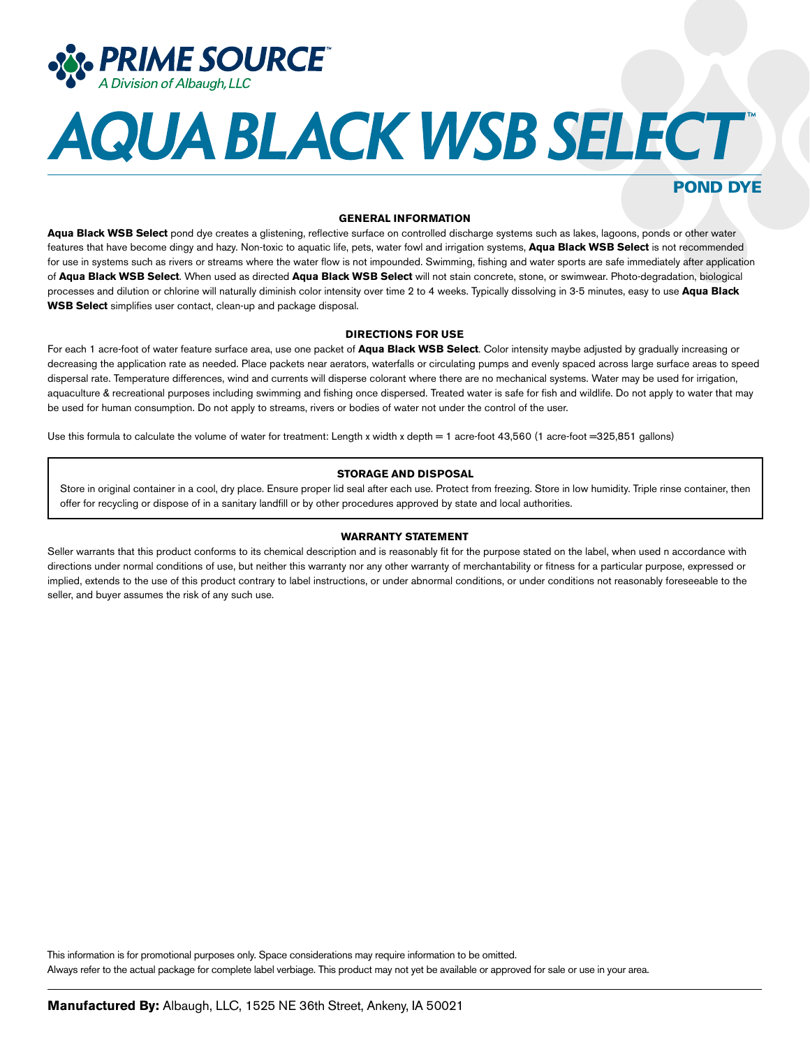**PRIME SOURCE**™
*A Division of Albaugh, LLC*

# AQUA BLACK WSB SELECT™

## POND DYE

### GENERAL INFORMATION

**Aqua Black WSB Select** pond dye creates a glistening, reflective surface on controlled discharge systems such as lakes, lagoons, ponds or other water features that have become dingy and hazy. Non-toxic to aquatic life, pets, water fowl and irrigation systems, **Aqua Black WSB Select** is not recommended for use in systems such as rivers or streams where the water flow is not impounded. Swimming, fishing and water sports are safe immediately after application of **Aqua Black WSB Select**. When used as directed **Aqua Black WSB Select** will not stain concrete, stone, or swimwear. Photo-degradation, biological processes and dilution or chlorine will naturally diminish color intensity over time 2 to 4 weeks. Typically dissolving in 3-5 minutes, easy to use **Aqua Black WSB Select** simplifies user contact, clean-up and package disposal.

### DIRECTIONS FOR USE

For each 1 acre-foot of water feature surface area, use one packet of **Aqua Black WSB Select**. Color intensity maybe adjusted by gradually increasing or decreasing the application rate as needed. Place packets near aerators, waterfalls or circulating pumps and evenly spaced across large surface areas to speed dispersal rate. Temperature differences, wind and currents will disperse colorant where there are no mechanical systems. Water may be used for irrigation, aquaculture & recreational purposes including swimming and fishing once dispersed. Treated water is safe for fish and wildlife. Do not apply to water that may be used for human consumption. Do not apply to streams, rivers or bodies of water not under the control of the user.

Use this formula to calculate the volume of water for treatment: Length x width x depth = 1 acre-foot 43,560 (1 acre-foot =325,851 gallons)

### STORAGE AND DISPOSAL

Store in original container in a cool, dry place. Ensure proper lid seal after each use. Protect from freezing. Store in low humidity. Triple rinse container, then offer for recycling or dispose of in a sanitary landfill or by other procedures approved by state and local authorities.

### WARRANTY STATEMENT

Seller warrants that this product conforms to its chemical description and is reasonably fit for the purpose stated on the label, when used n accordance with directions under normal conditions of use, but neither this warranty nor any other warranty of merchantability or fitness for a particular purpose, expressed or implied, extends to the use of this product contrary to label instructions, or under abnormal conditions, or under conditions not reasonably foreseeable to the seller, and buyer assumes the risk of any such use.

This information is for promotional purposes only. Space considerations may require information to be omitted.
Always refer to the actual package for complete label verbiage. This product may not yet be available or approved for sale or use in your area.

**Manufactured By:** Albaugh, LLC, 1525 NE 36th Street, Ankeny, IA 50021